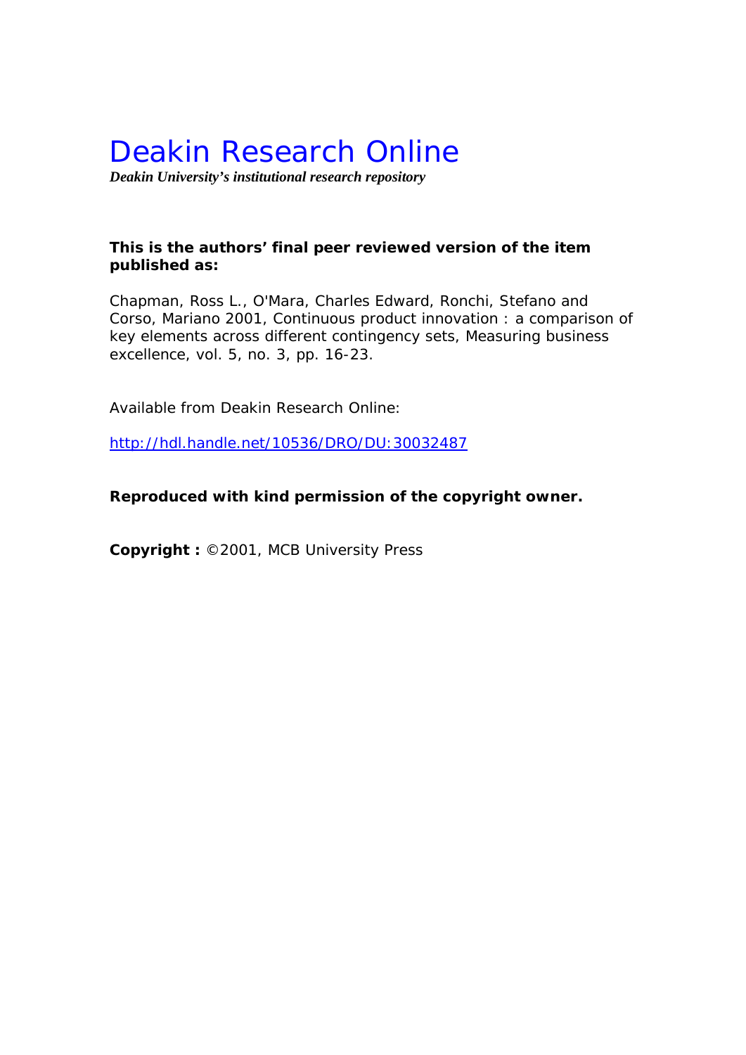# Deakin Research Online

***Deakin University's institutional research repository***

**This is the authors' final peer reviewed version of the item published as:**

Chapman, Ross L., O'Mara, Charles Edward, Ronchi, Stefano and Corso, Mariano 2001, Continuous product innovation : a comparison of key elements across different contingency sets, Measuring business excellence, vol. 5, no. 3, pp. 16-23.

Available from Deakin Research Online:

http://hdl.handle.net/10536/DRO/DU:30032487

**Reproduced with kind permission of the copyright owner.**

**Copyright :** ©2001, MCB University Press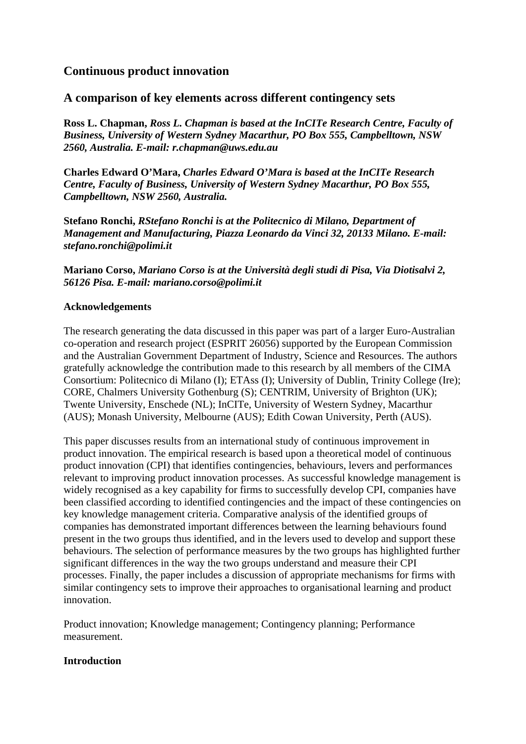## Continuous product innovation

## A comparison of key elements across different contingency sets

**Ross L. Chapman,** ***Ross L. Chapman is based at the InCITe Research Centre, Faculty of Business, University of Western Sydney Macarthur, PO Box 555, Campbelltown, NSW 2560, Australia. E-mail: r.chapman@uws.edu.au***

**Charles Edward O'Mara,** ***Charles Edward O'Mara is based at the InCITe Research Centre, Faculty of Business, University of Western Sydney Macarthur, PO Box 555, Campbelltown, NSW 2560, Australia.***

**Stefano Ronchi,** ***RStefano Ronchi is at the Politecnico di Milano, Department of Management and Manufacturing, Piazza Leonardo da Vinci 32, 20133 Milano. E-mail: stefano.ronchi@polimi.it***

**Mariano Corso,** ***Mariano Corso is at the Università degli studi di Pisa, Via Diotisalvi 2, 56126 Pisa. E-mail: mariano.corso@polimi.it***

**Acknowledgements**

The research generating the data discussed in this paper was part of a larger Euro-Australian co-operation and research project (ESPRIT 26056) supported by the European Commission and the Australian Government Department of Industry, Science and Resources. The authors gratefully acknowledge the contribution made to this research by all members of the CIMA Consortium: Politecnico di Milano (I); ETAss (I); University of Dublin, Trinity College (Ire); CORE, Chalmers University Gothenburg (S); CENTRIM, University of Brighton (UK); Twente University, Enschede (NL); InCITe, University of Western Sydney, Macarthur (AUS); Monash University, Melbourne (AUS); Edith Cowan University, Perth (AUS).

This paper discusses results from an international study of continuous improvement in product innovation. The empirical research is based upon a theoretical model of continuous product innovation (CPI) that identifies contingencies, behaviours, levers and performances relevant to improving product innovation processes. As successful knowledge management is widely recognised as a key capability for firms to successfully develop CPI, companies have been classified according to identified contingencies and the impact of these contingencies on key knowledge management criteria. Comparative analysis of the identified groups of companies has demonstrated important differences between the learning behaviours found present in the two groups thus identified, and in the levers used to develop and support these behaviours. The selection of performance measures by the two groups has highlighted further significant differences in the way the two groups understand and measure their CPI processes. Finally, the paper includes a discussion of appropriate mechanisms for firms with similar contingency sets to improve their approaches to organisational learning and product innovation.

Product innovation; Knowledge management; Contingency planning; Performance measurement.

**Introduction**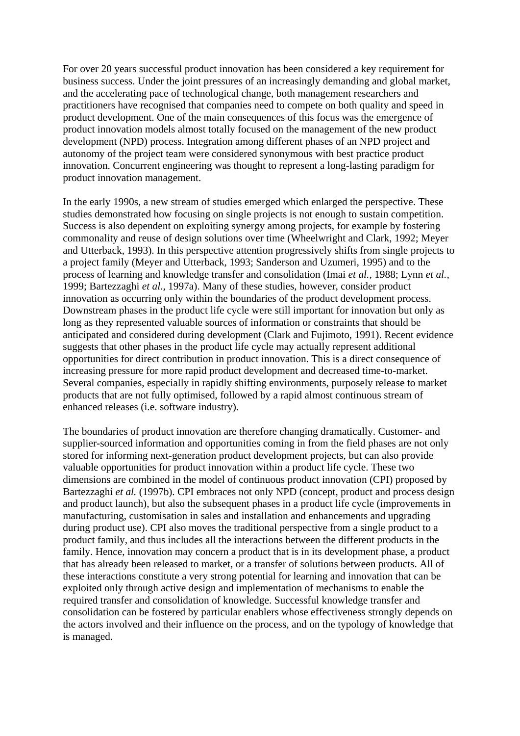For over 20 years successful product innovation has been considered a key requirement for business success. Under the joint pressures of an increasingly demanding and global market, and the accelerating pace of technological change, both management researchers and practitioners have recognised that companies need to compete on both quality and speed in product development. One of the main consequences of this focus was the emergence of product innovation models almost totally focused on the management of the new product development (NPD) process. Integration among different phases of an NPD project and autonomy of the project team were considered synonymous with best practice product innovation. Concurrent engineering was thought to represent a long-lasting paradigm for product innovation management.

In the early 1990s, a new stream of studies emerged which enlarged the perspective. These studies demonstrated how focusing on single projects is not enough to sustain competition. Success is also dependent on exploiting synergy among projects, for example by fostering commonality and reuse of design solutions over time (Wheelwright and Clark, 1992; Meyer and Utterback, 1993). In this perspective attention progressively shifts from single projects to a project family (Meyer and Utterback, 1993; Sanderson and Uzumeri, 1995) and to the process of learning and knowledge transfer and consolidation (Imai *et al.*, 1988; Lynn *et al.*, 1999; Bartezzaghi *et al.*, 1997a). Many of these studies, however, consider product innovation as occurring only within the boundaries of the product development process. Downstream phases in the product life cycle were still important for innovation but only as long as they represented valuable sources of information or constraints that should be anticipated and considered during development (Clark and Fujimoto, 1991). Recent evidence suggests that other phases in the product life cycle may actually represent additional opportunities for direct contribution in product innovation. This is a direct consequence of increasing pressure for more rapid product development and decreased time-to-market. Several companies, especially in rapidly shifting environments, purposely release to market products that are not fully optimised, followed by a rapid almost continuous stream of enhanced releases (i.e. software industry).

The boundaries of product innovation are therefore changing dramatically. Customer- and supplier-sourced information and opportunities coming in from the field phases are not only stored for informing next-generation product development projects, but can also provide valuable opportunities for product innovation within a product life cycle. These two dimensions are combined in the model of continuous product innovation (CPI) proposed by Bartezzaghi *et al.* (1997b). CPI embraces not only NPD (concept, product and process design and product launch), but also the subsequent phases in a product life cycle (improvements in manufacturing, customisation in sales and installation and enhancements and upgrading during product use). CPI also moves the traditional perspective from a single product to a product family, and thus includes all the interactions between the different products in the family. Hence, innovation may concern a product that is in its development phase, a product that has already been released to market, or a transfer of solutions between products. All of these interactions constitute a very strong potential for learning and innovation that can be exploited only through active design and implementation of mechanisms to enable the required transfer and consolidation of knowledge. Successful knowledge transfer and consolidation can be fostered by particular enablers whose effectiveness strongly depends on the actors involved and their influence on the process, and on the typology of knowledge that is managed.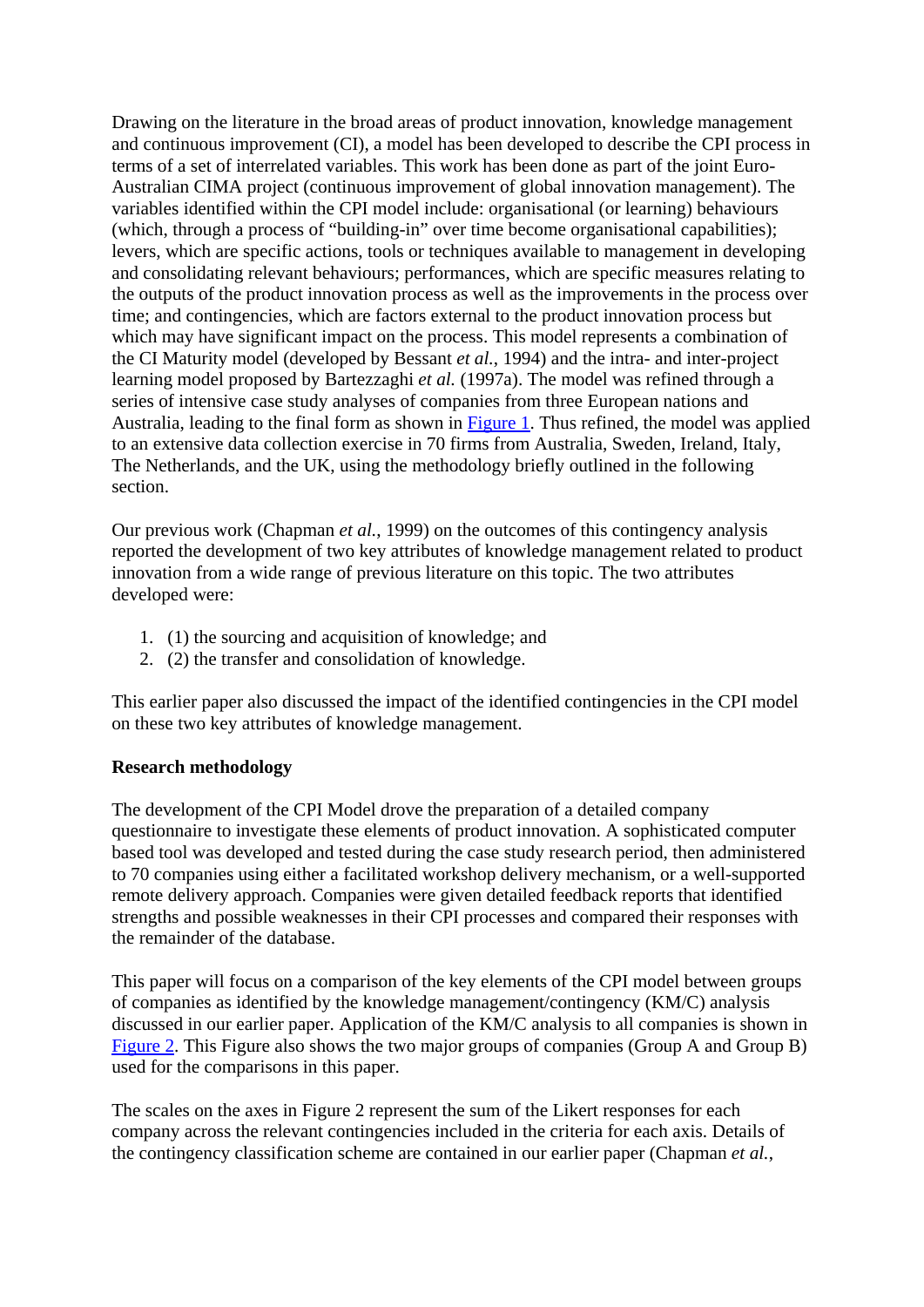Drawing on the literature in the broad areas of product innovation, knowledge management and continuous improvement (CI), a model has been developed to describe the CPI process in terms of a set of interrelated variables. This work has been done as part of the joint Euro-Australian CIMA project (continuous improvement of global innovation management). The variables identified within the CPI model include: organisational (or learning) behaviours (which, through a process of "building-in" over time become organisational capabilities); levers, which are specific actions, tools or techniques available to management in developing and consolidating relevant behaviours; performances, which are specific measures relating to the outputs of the product innovation process as well as the improvements in the process over time; and contingencies, which are factors external to the product innovation process but which may have significant impact on the process. This model represents a combination of the CI Maturity model (developed by Bessant *et al.*, 1994) and the intra- and inter-project learning model proposed by Bartezzaghi *et al.* (1997a). The model was refined through a series of intensive case study analyses of companies from three European nations and Australia, leading to the final form as shown in Figure 1. Thus refined, the model was applied to an extensive data collection exercise in 70 firms from Australia, Sweden, Ireland, Italy, The Netherlands, and the UK, using the methodology briefly outlined in the following section.

Our previous work (Chapman *et al.*, 1999) on the outcomes of this contingency analysis reported the development of two key attributes of knowledge management related to product innovation from a wide range of previous literature on this topic. The two attributes developed were:

1. (1) the sourcing and acquisition of knowledge; and
2. (2) the transfer and consolidation of knowledge.

This earlier paper also discussed the impact of the identified contingencies in the CPI model on these two key attributes of knowledge management.

**Research methodology**

The development of the CPI Model drove the preparation of a detailed company questionnaire to investigate these elements of product innovation. A sophisticated computer based tool was developed and tested during the case study research period, then administered to 70 companies using either a facilitated workshop delivery mechanism, or a well-supported remote delivery approach. Companies were given detailed feedback reports that identified strengths and possible weaknesses in their CPI processes and compared their responses with the remainder of the database.

This paper will focus on a comparison of the key elements of the CPI model between groups of companies as identified by the knowledge management/contingency (KM/C) analysis discussed in our earlier paper. Application of the KM/C analysis to all companies is shown in Figure 2. This Figure also shows the two major groups of companies (Group A and Group B) used for the comparisons in this paper.

The scales on the axes in Figure 2 represent the sum of the Likert responses for each company across the relevant contingencies included in the criteria for each axis. Details of the contingency classification scheme are contained in our earlier paper (Chapman *et al.*,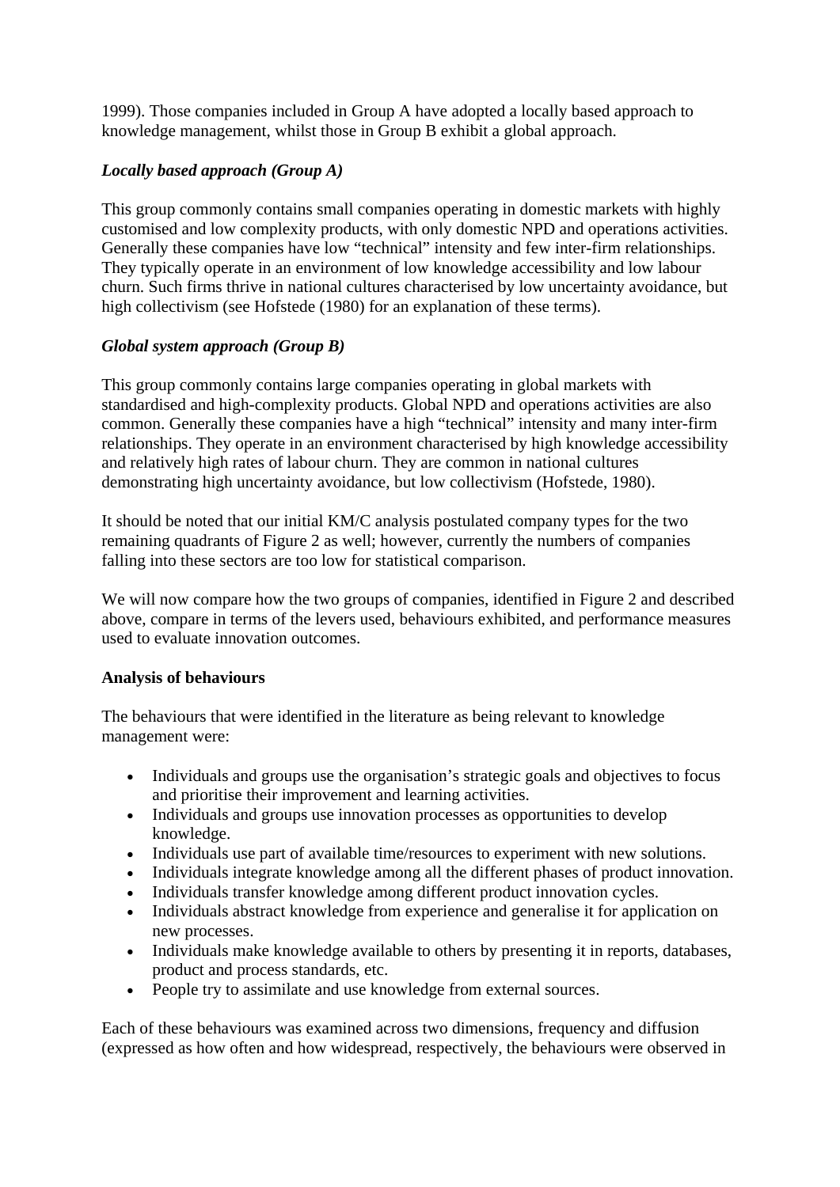1999). Those companies included in Group A have adopted a locally based approach to knowledge management, whilst those in Group B exhibit a global approach.

### *Locally based approach (Group A)*

This group commonly contains small companies operating in domestic markets with highly customised and low complexity products, with only domestic NPD and operations activities. Generally these companies have low "technical" intensity and few inter-firm relationships. They typically operate in an environment of low knowledge accessibility and low labour churn. Such firms thrive in national cultures characterised by low uncertainty avoidance, but high collectivism (see Hofstede (1980) for an explanation of these terms).

### *Global system approach (Group B)*

This group commonly contains large companies operating in global markets with standardised and high-complexity products. Global NPD and operations activities are also common. Generally these companies have a high "technical" intensity and many inter-firm relationships. They operate in an environment characterised by high knowledge accessibility and relatively high rates of labour churn. They are common in national cultures demonstrating high uncertainty avoidance, but low collectivism (Hofstede, 1980).

It should be noted that our initial KM/C analysis postulated company types for the two remaining quadrants of Figure 2 as well; however, currently the numbers of companies falling into these sectors are too low for statistical comparison.

We will now compare how the two groups of companies, identified in Figure 2 and described above, compare in terms of the levers used, behaviours exhibited, and performance measures used to evaluate innovation outcomes.

## Analysis of behaviours

The behaviours that were identified in the literature as being relevant to knowledge management were:

- Individuals and groups use the organisation's strategic goals and objectives to focus and prioritise their improvement and learning activities.
- Individuals and groups use innovation processes as opportunities to develop knowledge.
- Individuals use part of available time/resources to experiment with new solutions.
- Individuals integrate knowledge among all the different phases of product innovation.
- Individuals transfer knowledge among different product innovation cycles.
- Individuals abstract knowledge from experience and generalise it for application on new processes.
- Individuals make knowledge available to others by presenting it in reports, databases, product and process standards, etc.
- People try to assimilate and use knowledge from external sources.

Each of these behaviours was examined across two dimensions, frequency and diffusion (expressed as how often and how widespread, respectively, the behaviours were observed in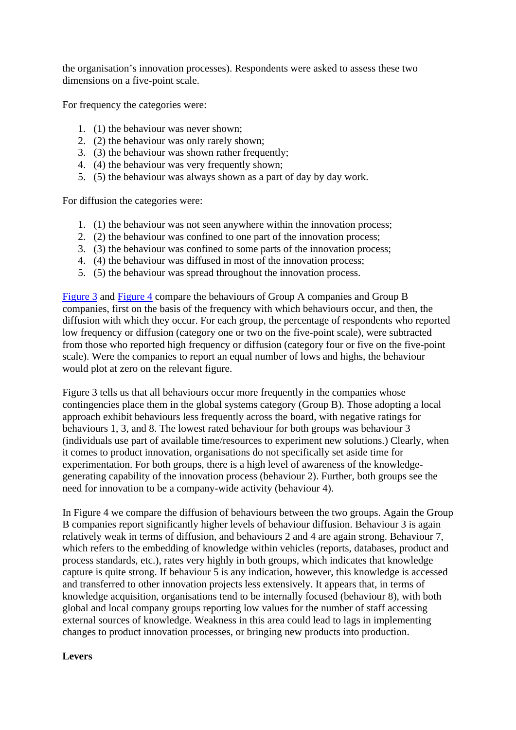the organisation's innovation processes). Respondents were asked to assess these two dimensions on a five-point scale.

For frequency the categories were:

1. (1) the behaviour was never shown;
2. (2) the behaviour was only rarely shown;
3. (3) the behaviour was shown rather frequently;
4. (4) the behaviour was very frequently shown;
5. (5) the behaviour was always shown as a part of day by day work.

For diffusion the categories were:

1. (1) the behaviour was not seen anywhere within the innovation process;
2. (2) the behaviour was confined to one part of the innovation process;
3. (3) the behaviour was confined to some parts of the innovation process;
4. (4) the behaviour was diffused in most of the innovation process;
5. (5) the behaviour was spread throughout the innovation process.

Figure 3 and Figure 4 compare the behaviours of Group A companies and Group B companies, first on the basis of the frequency with which behaviours occur, and then, the diffusion with which they occur. For each group, the percentage of respondents who reported low frequency or diffusion (category one or two on the five-point scale), were subtracted from those who reported high frequency or diffusion (category four or five on the five-point scale). Were the companies to report an equal number of lows and highs, the behaviour would plot at zero on the relevant figure.

Figure 3 tells us that all behaviours occur more frequently in the companies whose contingencies place them in the global systems category (Group B). Those adopting a local approach exhibit behaviours less frequently across the board, with negative ratings for behaviours 1, 3, and 8. The lowest rated behaviour for both groups was behaviour 3 (individuals use part of available time/resources to experiment new solutions.) Clearly, when it comes to product innovation, organisations do not specifically set aside time for experimentation. For both groups, there is a high level of awareness of the knowledge-generating capability of the innovation process (behaviour 2). Further, both groups see the need for innovation to be a company-wide activity (behaviour 4).

In Figure 4 we compare the diffusion of behaviours between the two groups. Again the Group B companies report significantly higher levels of behaviour diffusion. Behaviour 3 is again relatively weak in terms of diffusion, and behaviours 2 and 4 are again strong. Behaviour 7, which refers to the embedding of knowledge within vehicles (reports, databases, product and process standards, etc.), rates very highly in both groups, which indicates that knowledge capture is quite strong. If behaviour 5 is any indication, however, this knowledge is accessed and transferred to other innovation projects less extensively. It appears that, in terms of knowledge acquisition, organisations tend to be internally focused (behaviour 8), with both global and local company groups reporting low values for the number of staff accessing external sources of knowledge. Weakness in this area could lead to lags in implementing changes to product innovation processes, or bringing new products into production.

**Levers**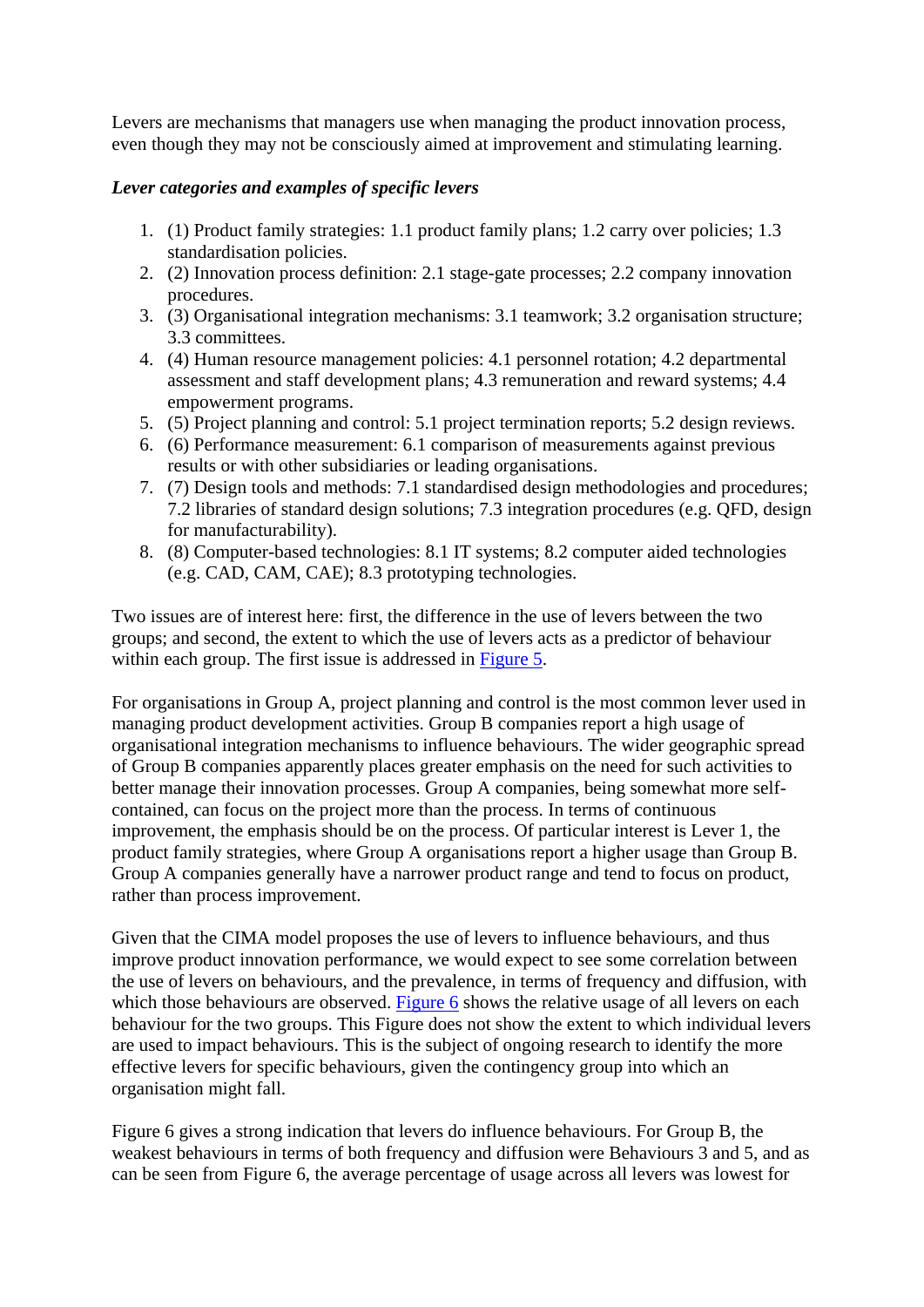Levers are mechanisms that managers use when managing the product innovation process, even though they may not be consciously aimed at improvement and stimulating learning.

***Lever categories and examples of specific levers***

1. (1) Product family strategies: 1.1 product family plans; 1.2 carry over policies; 1.3 standardisation policies.
2. (2) Innovation process definition: 2.1 stage-gate processes; 2.2 company innovation procedures.
3. (3) Organisational integration mechanisms: 3.1 teamwork; 3.2 organisation structure; 3.3 committees.
4. (4) Human resource management policies: 4.1 personnel rotation; 4.2 departmental assessment and staff development plans; 4.3 remuneration and reward systems; 4.4 empowerment programs.
5. (5) Project planning and control: 5.1 project termination reports; 5.2 design reviews.
6. (6) Performance measurement: 6.1 comparison of measurements against previous results or with other subsidiaries or leading organisations.
7. (7) Design tools and methods: 7.1 standardised design methodologies and procedures; 7.2 libraries of standard design solutions; 7.3 integration procedures (e.g. QFD, design for manufacturability).
8. (8) Computer-based technologies: 8.1 IT systems; 8.2 computer aided technologies (e.g. CAD, CAM, CAE); 8.3 prototyping technologies.

Two issues are of interest here: first, the difference in the use of levers between the two groups; and second, the extent to which the use of levers acts as a predictor of behaviour within each group. The first issue is addressed in Figure 5.

For organisations in Group A, project planning and control is the most common lever used in managing product development activities. Group B companies report a high usage of organisational integration mechanisms to influence behaviours. The wider geographic spread of Group B companies apparently places greater emphasis on the need for such activities to better manage their innovation processes. Group A companies, being somewhat more self-contained, can focus on the project more than the process. In terms of continuous improvement, the emphasis should be on the process. Of particular interest is Lever 1, the product family strategies, where Group A organisations report a higher usage than Group B. Group A companies generally have a narrower product range and tend to focus on product, rather than process improvement.

Given that the CIMA model proposes the use of levers to influence behaviours, and thus improve product innovation performance, we would expect to see some correlation between the use of levers on behaviours, and the prevalence, in terms of frequency and diffusion, with which those behaviours are observed. Figure 6 shows the relative usage of all levers on each behaviour for the two groups. This Figure does not show the extent to which individual levers are used to impact behaviours. This is the subject of ongoing research to identify the more effective levers for specific behaviours, given the contingency group into which an organisation might fall.

Figure 6 gives a strong indication that levers do influence behaviours. For Group B, the weakest behaviours in terms of both frequency and diffusion were Behaviours 3 and 5, and as can be seen from Figure 6, the average percentage of usage across all levers was lowest for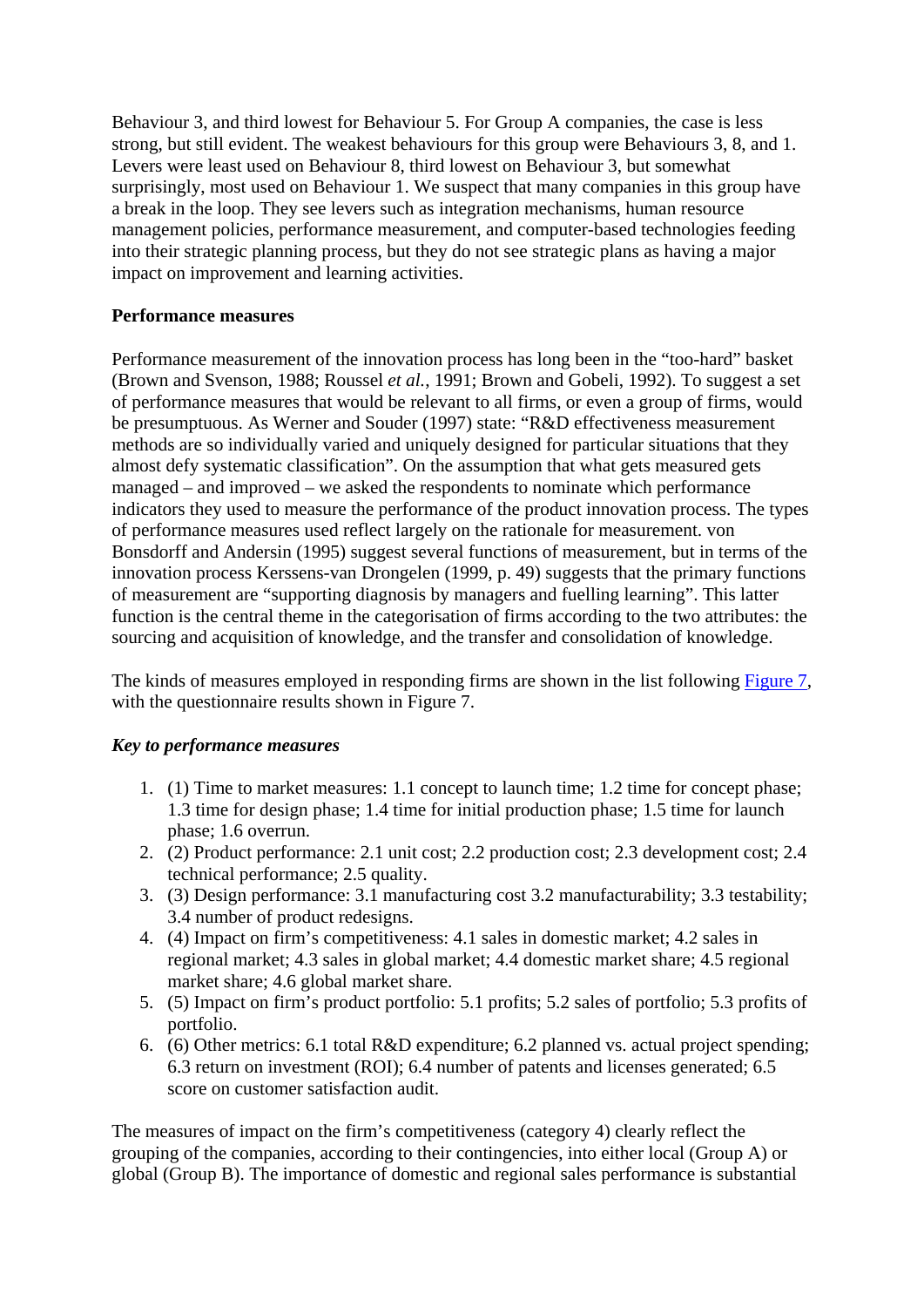Behaviour 3, and third lowest for Behaviour 5. For Group A companies, the case is less strong, but still evident. The weakest behaviours for this group were Behaviours 3, 8, and 1. Levers were least used on Behaviour 8, third lowest on Behaviour 3, but somewhat surprisingly, most used on Behaviour 1. We suspect that many companies in this group have a break in the loop. They see levers such as integration mechanisms, human resource management policies, performance measurement, and computer-based technologies feeding into their strategic planning process, but they do not see strategic plans as having a major impact on improvement and learning activities.

**Performance measures**

Performance measurement of the innovation process has long been in the "too-hard" basket (Brown and Svenson, 1988; Roussel *et al.*, 1991; Brown and Gobeli, 1992). To suggest a set of performance measures that would be relevant to all firms, or even a group of firms, would be presumptuous. As Werner and Souder (1997) state: "R&D effectiveness measurement methods are so individually varied and uniquely designed for particular situations that they almost defy systematic classification". On the assumption that what gets measured gets managed – and improved – we asked the respondents to nominate which performance indicators they used to measure the performance of the product innovation process. The types of performance measures used reflect largely on the rationale for measurement. von Bonsdorff and Andersin (1995) suggest several functions of measurement, but in terms of the innovation process Kerssens-van Drongelen (1999, p. 49) suggests that the primary functions of measurement are "supporting diagnosis by managers and fuelling learning". This latter function is the central theme in the categorisation of firms according to the two attributes: the sourcing and acquisition of knowledge, and the transfer and consolidation of knowledge.

The kinds of measures employed in responding firms are shown in the list following Figure 7, with the questionnaire results shown in Figure 7.

***Key to performance measures***

1. (1) Time to market measures: 1.1 concept to launch time; 1.2 time for concept phase; 1.3 time for design phase; 1.4 time for initial production phase; 1.5 time for launch phase; 1.6 overrun.
2. (2) Product performance: 2.1 unit cost; 2.2 production cost; 2.3 development cost; 2.4 technical performance; 2.5 quality.
3. (3) Design performance: 3.1 manufacturing cost 3.2 manufacturability; 3.3 testability; 3.4 number of product redesigns.
4. (4) Impact on firm's competitiveness: 4.1 sales in domestic market; 4.2 sales in regional market; 4.3 sales in global market; 4.4 domestic market share; 4.5 regional market share; 4.6 global market share.
5. (5) Impact on firm's product portfolio: 5.1 profits; 5.2 sales of portfolio; 5.3 profits of portfolio.
6. (6) Other metrics: 6.1 total R&D expenditure; 6.2 planned vs. actual project spending; 6.3 return on investment (ROI); 6.4 number of patents and licenses generated; 6.5 score on customer satisfaction audit.

The measures of impact on the firm's competitiveness (category 4) clearly reflect the grouping of the companies, according to their contingencies, into either local (Group A) or global (Group B). The importance of domestic and regional sales performance is substantial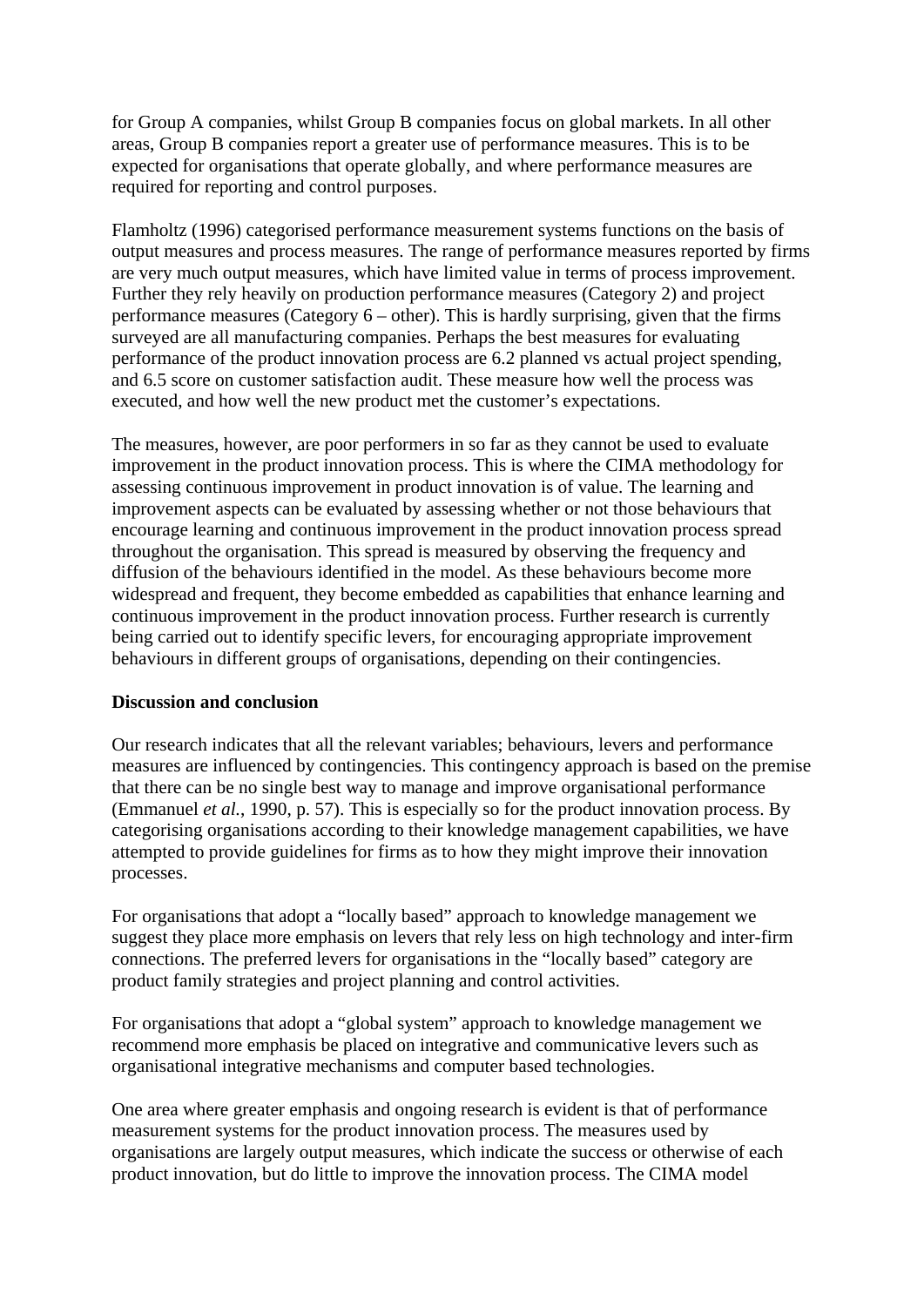for Group A companies, whilst Group B companies focus on global markets. In all other areas, Group B companies report a greater use of performance measures. This is to be expected for organisations that operate globally, and where performance measures are required for reporting and control purposes.

Flamholtz (1996) categorised performance measurement systems functions on the basis of output measures and process measures. The range of performance measures reported by firms are very much output measures, which have limited value in terms of process improvement. Further they rely heavily on production performance measures (Category 2) and project performance measures (Category 6 – other). This is hardly surprising, given that the firms surveyed are all manufacturing companies. Perhaps the best measures for evaluating performance of the product innovation process are 6.2 planned vs actual project spending, and 6.5 score on customer satisfaction audit. These measure how well the process was executed, and how well the new product met the customer's expectations.

The measures, however, are poor performers in so far as they cannot be used to evaluate improvement in the product innovation process. This is where the CIMA methodology for assessing continuous improvement in product innovation is of value. The learning and improvement aspects can be evaluated by assessing whether or not those behaviours that encourage learning and continuous improvement in the product innovation process spread throughout the organisation. This spread is measured by observing the frequency and diffusion of the behaviours identified in the model. As these behaviours become more widespread and frequent, they become embedded as capabilities that enhance learning and continuous improvement in the product innovation process. Further research is currently being carried out to identify specific levers, for encouraging appropriate improvement behaviours in different groups of organisations, depending on their contingencies.

**Discussion and conclusion**

Our research indicates that all the relevant variables; behaviours, levers and performance measures are influenced by contingencies. This contingency approach is based on the premise that there can be no single best way to manage and improve organisational performance (Emmanuel *et al.*, 1990, p. 57). This is especially so for the product innovation process. By categorising organisations according to their knowledge management capabilities, we have attempted to provide guidelines for firms as to how they might improve their innovation processes.

For organisations that adopt a "locally based" approach to knowledge management we suggest they place more emphasis on levers that rely less on high technology and inter-firm connections. The preferred levers for organisations in the "locally based" category are product family strategies and project planning and control activities.

For organisations that adopt a "global system" approach to knowledge management we recommend more emphasis be placed on integrative and communicative levers such as organisational integrative mechanisms and computer based technologies.

One area where greater emphasis and ongoing research is evident is that of performance measurement systems for the product innovation process. The measures used by organisations are largely output measures, which indicate the success or otherwise of each product innovation, but do little to improve the innovation process. The CIMA model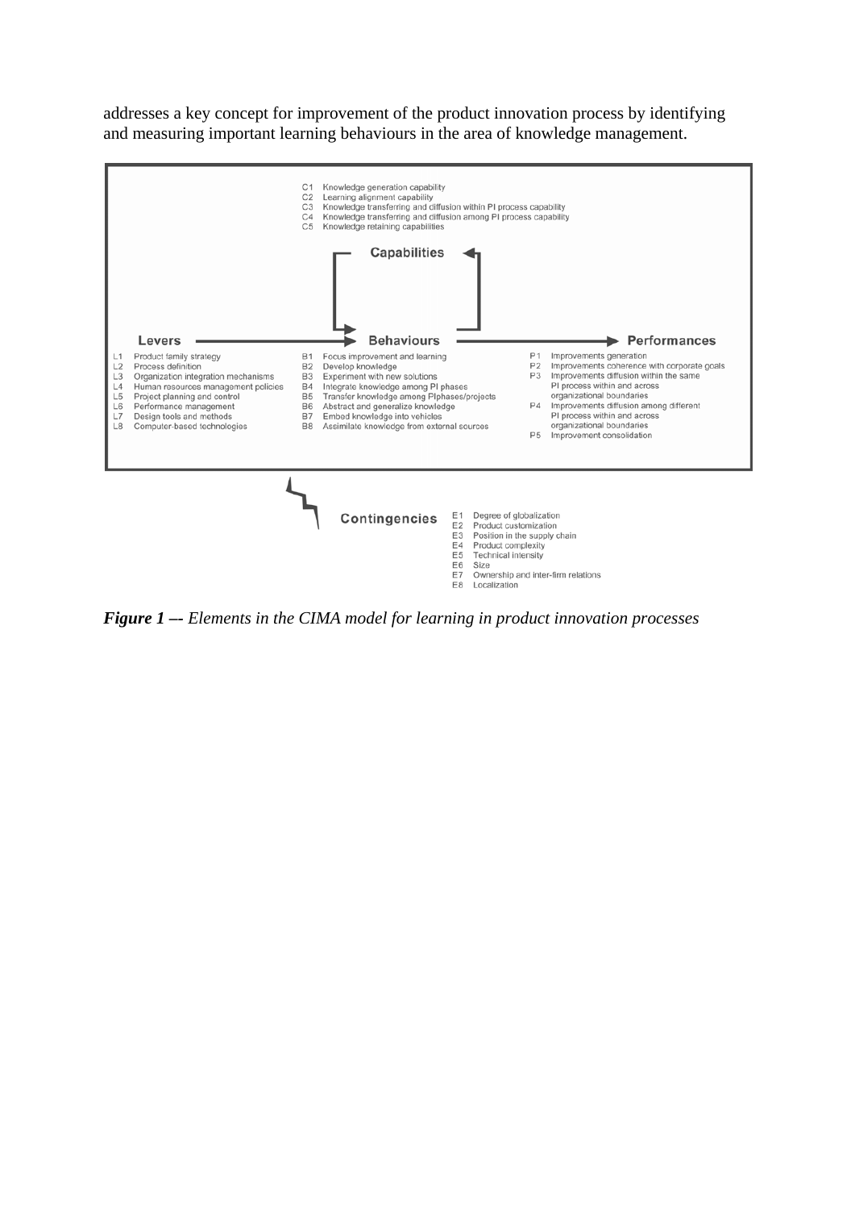addresses a key concept for improvement of the product innovation process by identifying and measuring important learning behaviours in the area of knowledge management.

C1 Knowledge generation capability
C2 Learning alignment capability
C3 Knowledge transferring and diffusion within PI process capability
C4 Knowledge transferring and diffusion among PI process capability
C5 Knowledge retaining capabilities

**Capabilities**

**Levers** → **Behaviours** → **Performances**

L1 Product family strategy
L2 Process definition
L3 Organization integration mechanisms
L4 Human resources management policies
L5 Project planning and control
L6 Performance management
L7 Design tools and methods
L8 Computer-based technologies

B1 Focus improvement and learning
B2 Develop knowledge
B3 Experiment with new solutions
B4 Integrate knowledge among PI phases
B5 Transfer knowledge among PIphases/projects
B6 Abstract and generalize knowledge
B7 Embed knowledge into vehicles
B8 Assimilate knowledge from external sources

P1 Improvements generation
P2 Improvements coherence with corporate goals
P3 Improvements diffusion within the same PI process within and across organizational boundaries
P4 Improvements diffusion among different PI process within and across organizational boundaries
P5 Improvement consolidation

**Contingencies**

E1 Degree of globalization
E2 Product customization
E3 Position in the supply chain
E4 Product complexity
E5 Technical intensity
E6 Size
E7 Ownership and inter-firm relations
E8 Localization

***Figure 1*** *–- Elements in the CIMA model for learning in product innovation processes*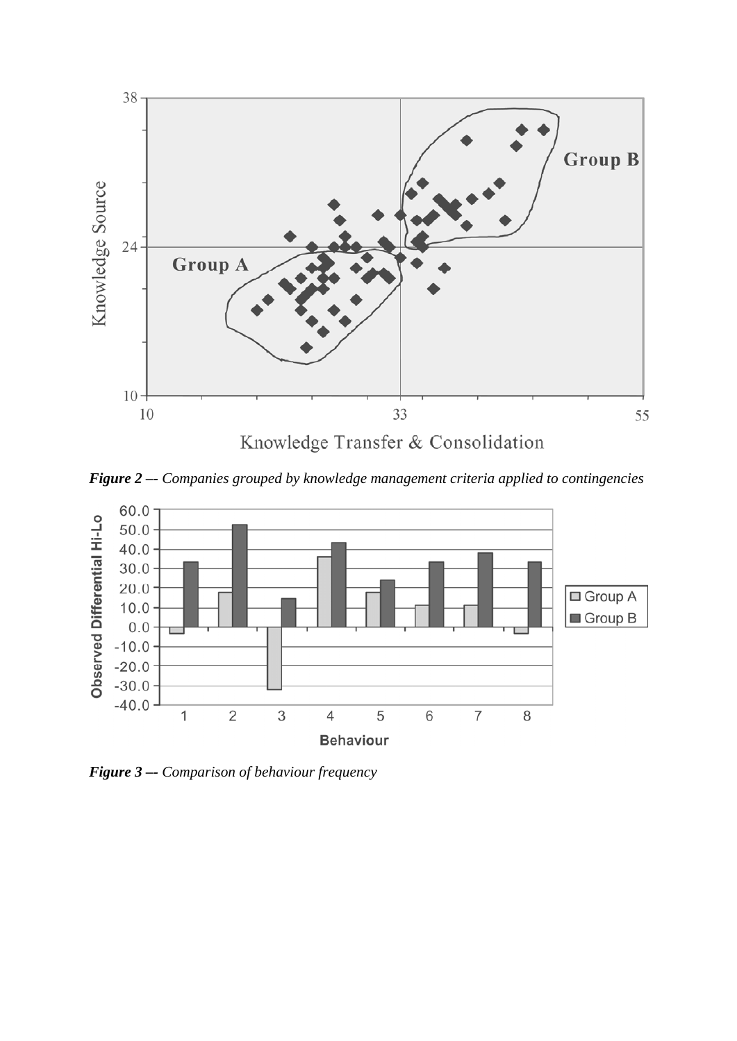*Figure 2 –- Companies grouped by knowledge management criteria applied to contingencies*

*Figure 3 –- Comparison of behaviour frequency*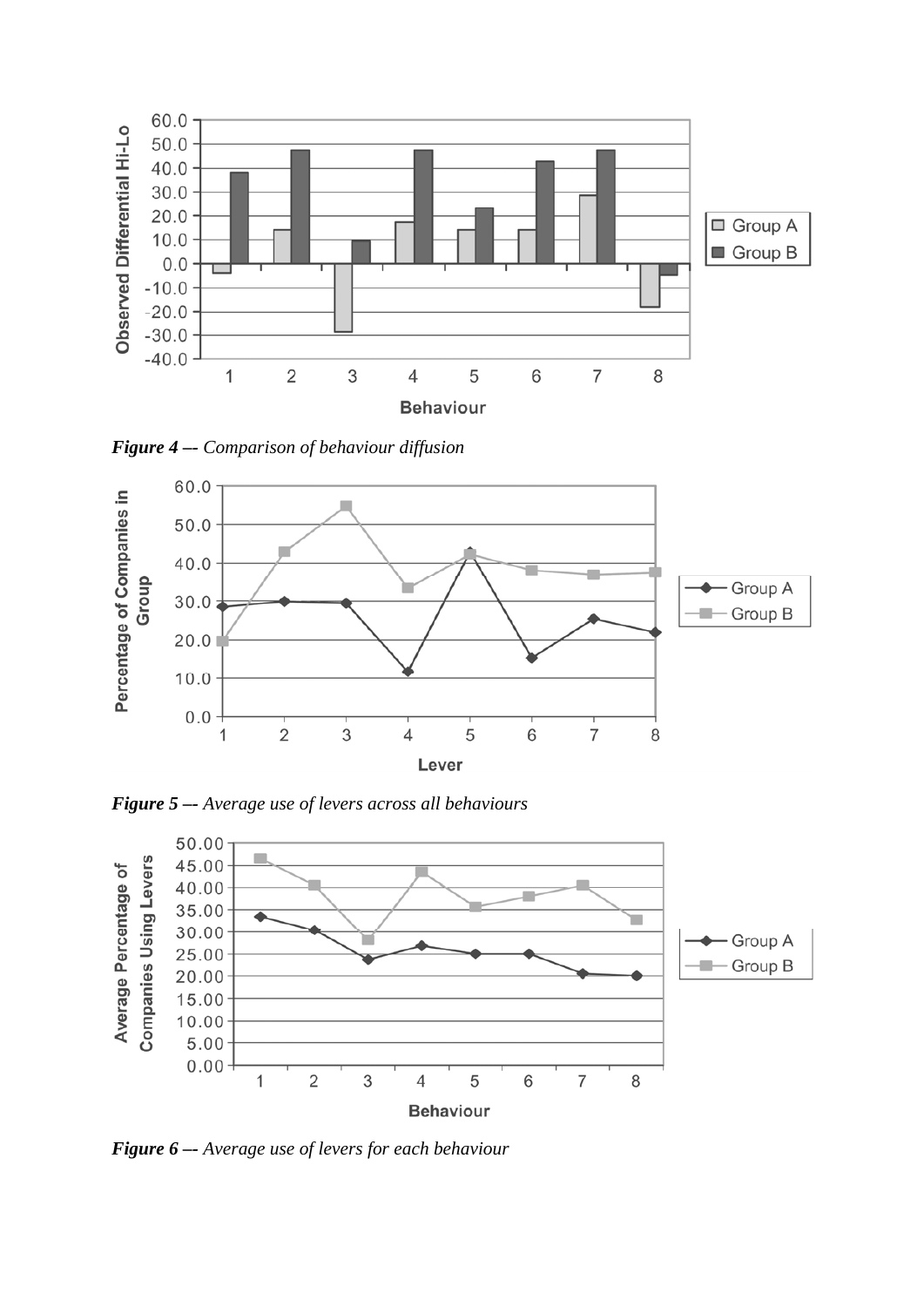***Figure 4*** *–– Comparison of behaviour diffusion*

***Figure 5*** *–– Average use of levers across all behaviours*

***Figure 6*** *–– Average use of levers for each behaviour*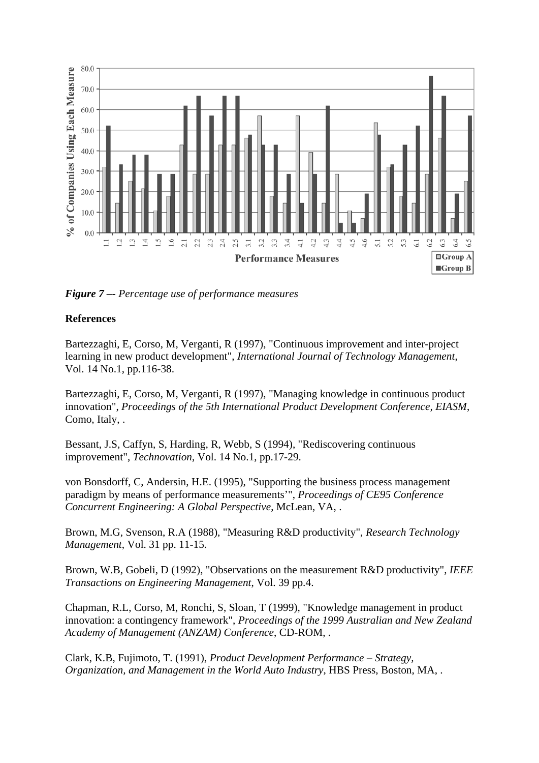*Figure 7 –- Percentage use of performance measures*

**References**

Bartezzaghi, E, Corso, M, Verganti, R (1997), "Continuous improvement and inter-project learning in new product development", *International Journal of Technology Management*, Vol. 14 No.1, pp.116-38.

Bartezzaghi, E, Corso, M, Verganti, R (1997), "Managing knowledge in continuous product innovation", *Proceedings of the 5th International Product Development Conference, EIASM*, Como, Italy, .

Bessant, J.S, Caffyn, S, Harding, R, Webb, S (1994), "Rediscovering continuous improvement", *Technovation*, Vol. 14 No.1, pp.17-29.

von Bonsdorff, C, Andersin, H.E. (1995), "Supporting the business process management paradigm by means of performance measurements'", *Proceedings of CE95 Conference Concurrent Engineering: A Global Perspective*, McLean, VA, .

Brown, M.G, Svenson, R.A (1988), "Measuring R&D productivity", *Research Technology Management*, Vol. 31 pp. 11-15.

Brown, W.B, Gobeli, D (1992), "Observations on the measurement R&D productivity", *IEEE Transactions on Engineering Management*, Vol. 39 pp.4.

Chapman, R.L, Corso, M, Ronchi, S, Sloan, T (1999), "Knowledge management in product innovation: a contingency framework", *Proceedings of the 1999 Australian and New Zealand Academy of Management (ANZAM) Conference*, CD-ROM, .

Clark, K.B, Fujimoto, T. (1991), *Product Development Performance – Strategy, Organization, and Management in the World Auto Industry*, HBS Press, Boston, MA, .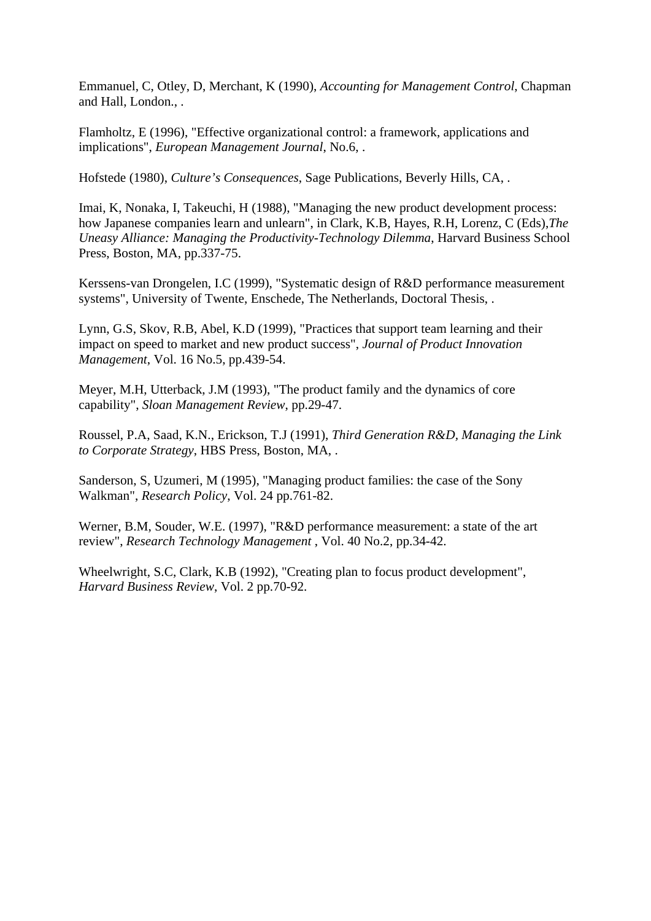Emmanuel, C, Otley, D, Merchant, K (1990), *Accounting for Management Control*, Chapman and Hall, London., .

Flamholtz, E (1996), "Effective organizational control: a framework, applications and implications", *European Management Journal*, No.6, .

Hofstede (1980), *Culture's Consequences*, Sage Publications, Beverly Hills, CA, .

Imai, K, Nonaka, I, Takeuchi, H (1988), "Managing the new product development process: how Japanese companies learn and unlearn", in Clark, K.B, Hayes, R.H, Lorenz, C (Eds),*The Uneasy Alliance: Managing the Productivity-Technology Dilemma*, Harvard Business School Press, Boston, MA, pp.337-75.

Kerssens-van Drongelen, I.C (1999), "Systematic design of R&D performance measurement systems", University of Twente, Enschede, The Netherlands, Doctoral Thesis, .

Lynn, G.S, Skov, R.B, Abel, K.D (1999), "Practices that support team learning and their impact on speed to market and new product success", *Journal of Product Innovation Management*, Vol. 16 No.5, pp.439-54.

Meyer, M.H, Utterback, J.M (1993), "The product family and the dynamics of core capability", *Sloan Management Review*, pp.29-47.

Roussel, P.A, Saad, K.N., Erickson, T.J (1991), *Third Generation R&D, Managing the Link to Corporate Strategy*, HBS Press, Boston, MA, .

Sanderson, S, Uzumeri, M (1995), "Managing product families: the case of the Sony Walkman", *Research Policy*, Vol. 24 pp.761-82.

Werner, B.M, Souder, W.E. (1997), "R&D performance measurement: a state of the art review", *Research Technology Management* , Vol. 40 No.2, pp.34-42.

Wheelwright, S.C, Clark, K.B (1992), "Creating plan to focus product development", *Harvard Business Review*, Vol. 2 pp.70-92.